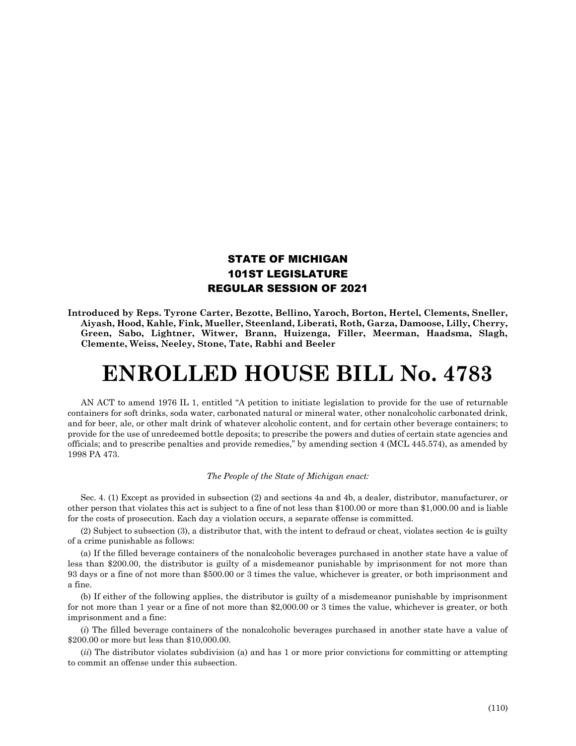**STATE OF MICHIGAN**
**101ST LEGISLATURE**
**REGULAR SESSION OF 2021**

**Introduced by Reps. Tyrone Carter, Bezotte, Bellino, Yaroch, Borton, Hertel, Clements, Sneller, Aiyash, Hood, Kahle, Fink, Mueller, Steenland, Liberati, Roth, Garza, Damoose, Lilly, Cherry, Green, Sabo, Lightner, Witwer, Brann, Huizenga, Filler, Meerman, Haadsma, Slagh, Clemente, Weiss, Neeley, Stone, Tate, Rabhi and Beeler**

# ENROLLED HOUSE BILL No. 4783

AN ACT to amend 1976 IL 1, entitled "A petition to initiate legislation to provide for the use of returnable containers for soft drinks, soda water, carbonated natural or mineral water, other nonalcoholic carbonated drink, and for beer, ale, or other malt drink of whatever alcoholic content, and for certain other beverage containers; to provide for the use of unredeemed bottle deposits; to prescribe the powers and duties of certain state agencies and officials; and to prescribe penalties and provide remedies," by amending section 4 (MCL 445.574), as amended by 1998 PA 473.

*The People of the State of Michigan enact:*

Sec. 4. (1) Except as provided in subsection (2) and sections 4a and 4b, a dealer, distributor, manufacturer, or other person that violates this act is subject to a fine of not less than $100.00 or more than $1,000.00 and is liable for the costs of prosecution. Each day a violation occurs, a separate offense is committed.

(2) Subject to subsection (3), a distributor that, with the intent to defraud or cheat, violates section 4c is guilty of a crime punishable as follows:

(a) If the filled beverage containers of the nonalcoholic beverages purchased in another state have a value of less than $200.00, the distributor is guilty of a misdemeanor punishable by imprisonment for not more than 93 days or a fine of not more than $500.00 or 3 times the value, whichever is greater, or both imprisonment and a fine.

(b) If either of the following applies, the distributor is guilty of a misdemeanor punishable by imprisonment for not more than 1 year or a fine of not more than $2,000.00 or 3 times the value, whichever is greater, or both imprisonment and a fine:

(*i*) The filled beverage containers of the nonalcoholic beverages purchased in another state have a value of $200.00 or more but less than $10,000.00.

(*ii*) The distributor violates subdivision (a) and has 1 or more prior convictions for committing or attempting to commit an offense under this subsection.

(110)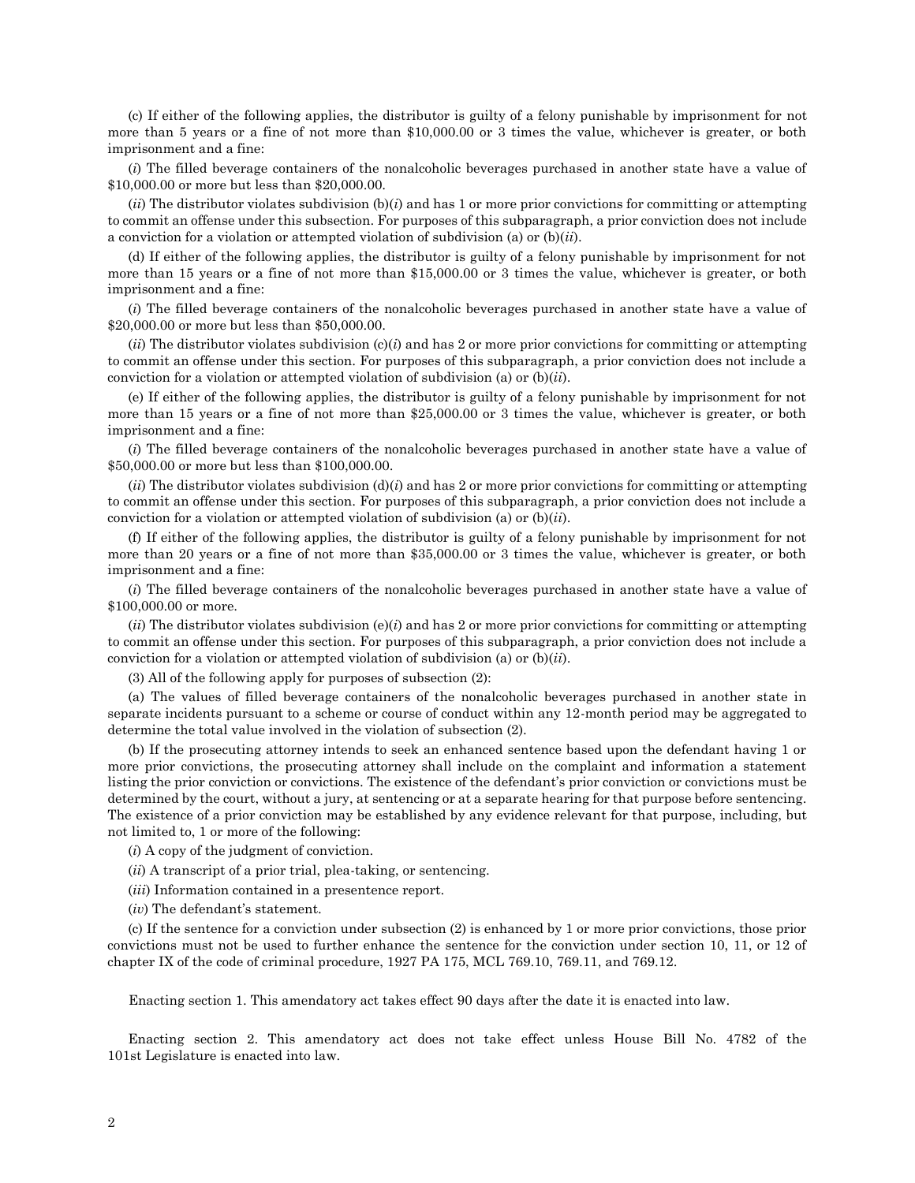(c) If either of the following applies, the distributor is guilty of a felony punishable by imprisonment for not more than 5 years or a fine of not more than $10,000.00 or 3 times the value, whichever is greater, or both imprisonment and a fine:

(*i*) The filled beverage containers of the nonalcoholic beverages purchased in another state have a value of $10,000.00 or more but less than $20,000.00.

(*ii*) The distributor violates subdivision (b)(*i*) and has 1 or more prior convictions for committing or attempting to commit an offense under this subsection. For purposes of this subparagraph, a prior conviction does not include a conviction for a violation or attempted violation of subdivision (a) or (b)(*ii*).

(d) If either of the following applies, the distributor is guilty of a felony punishable by imprisonment for not more than 15 years or a fine of not more than $15,000.00 or 3 times the value, whichever is greater, or both imprisonment and a fine:

(*i*) The filled beverage containers of the nonalcoholic beverages purchased in another state have a value of $20,000.00 or more but less than $50,000.00.

(*ii*) The distributor violates subdivision (c)(*i*) and has 2 or more prior convictions for committing or attempting to commit an offense under this section. For purposes of this subparagraph, a prior conviction does not include a conviction for a violation or attempted violation of subdivision (a) or (b)(*ii*).

(e) If either of the following applies, the distributor is guilty of a felony punishable by imprisonment for not more than 15 years or a fine of not more than $25,000.00 or 3 times the value, whichever is greater, or both imprisonment and a fine:

(*i*) The filled beverage containers of the nonalcoholic beverages purchased in another state have a value of $50,000.00 or more but less than $100,000.00.

(*ii*) The distributor violates subdivision (d)(*i*) and has 2 or more prior convictions for committing or attempting to commit an offense under this section. For purposes of this subparagraph, a prior conviction does not include a conviction for a violation or attempted violation of subdivision (a) or (b)(*ii*).

(f) If either of the following applies, the distributor is guilty of a felony punishable by imprisonment for not more than 20 years or a fine of not more than $35,000.00 or 3 times the value, whichever is greater, or both imprisonment and a fine:

(*i*) The filled beverage containers of the nonalcoholic beverages purchased in another state have a value of $100,000.00 or more.

(*ii*) The distributor violates subdivision (e)(*i*) and has 2 or more prior convictions for committing or attempting to commit an offense under this section. For purposes of this subparagraph, a prior conviction does not include a conviction for a violation or attempted violation of subdivision (a) or (b)(*ii*).

(3) All of the following apply for purposes of subsection (2):

(a) The values of filled beverage containers of the nonalcoholic beverages purchased in another state in separate incidents pursuant to a scheme or course of conduct within any 12-month period may be aggregated to determine the total value involved in the violation of subsection (2).

(b) If the prosecuting attorney intends to seek an enhanced sentence based upon the defendant having 1 or more prior convictions, the prosecuting attorney shall include on the complaint and information a statement listing the prior conviction or convictions. The existence of the defendant's prior conviction or convictions must be determined by the court, without a jury, at sentencing or at a separate hearing for that purpose before sentencing. The existence of a prior conviction may be established by any evidence relevant for that purpose, including, but not limited to, 1 or more of the following:

(*i*) A copy of the judgment of conviction.

(*ii*) A transcript of a prior trial, plea-taking, or sentencing.

(*iii*) Information contained in a presentence report.

(*iv*) The defendant's statement.

(c) If the sentence for a conviction under subsection (2) is enhanced by 1 or more prior convictions, those prior convictions must not be used to further enhance the sentence for the conviction under section 10, 11, or 12 of chapter IX of the code of criminal procedure, 1927 PA 175, MCL 769.10, 769.11, and 769.12.

Enacting section 1. This amendatory act takes effect 90 days after the date it is enacted into law.

Enacting section 2. This amendatory act does not take effect unless House Bill No. 4782 of the 101st Legislature is enacted into law.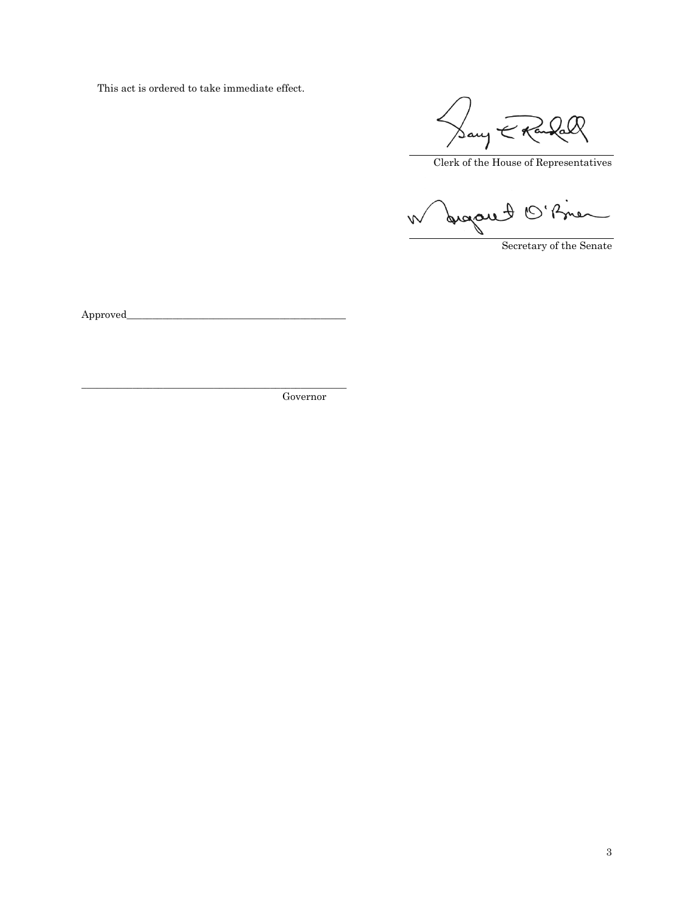This act is ordered to take immediate effect.

Clerk of the House of Representatives

Secretary of the Senate

Approved_____________________________________________

_______________________________________________________

Governor